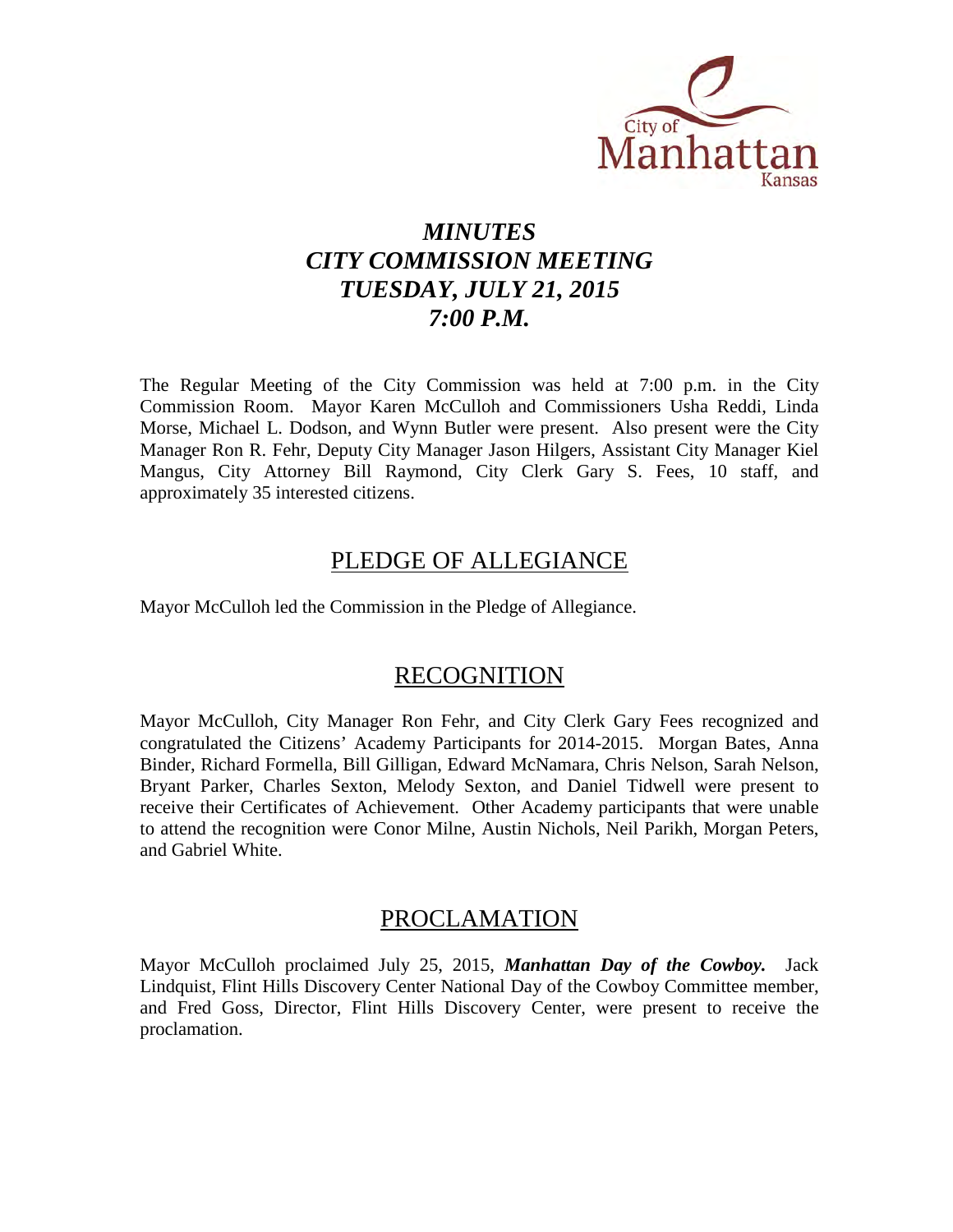City of Manhattan Kansas

# *MINUTES*
# *CITY COMMISSION MEETING*
# *TUESDAY, JULY 21, 2015*
# *7:00 P.M.*

The Regular Meeting of the City Commission was held at 7:00 p.m. in the City Commission Room. Mayor Karen McCulloh and Commissioners Usha Reddi, Linda Morse, Michael L. Dodson, and Wynn Butler were present. Also present were the City Manager Ron R. Fehr, Deputy City Manager Jason Hilgers, Assistant City Manager Kiel Mangus, City Attorney Bill Raymond, City Clerk Gary S. Fees, 10 staff, and approximately 35 interested citizens.

## PLEDGE OF ALLEGIANCE

Mayor McCulloh led the Commission in the Pledge of Allegiance.

## RECOGNITION

Mayor McCulloh, City Manager Ron Fehr, and City Clerk Gary Fees recognized and congratulated the Citizens' Academy Participants for 2014-2015. Morgan Bates, Anna Binder, Richard Formella, Bill Gilligan, Edward McNamara, Chris Nelson, Sarah Nelson, Bryant Parker, Charles Sexton, Melody Sexton, and Daniel Tidwell were present to receive their Certificates of Achievement. Other Academy participants that were unable to attend the recognition were Conor Milne, Austin Nichols, Neil Parikh, Morgan Peters, and Gabriel White.

## PROCLAMATION

Mayor McCulloh proclaimed July 25, 2015, ***Manhattan Day of the Cowboy.*** Jack Lindquist, Flint Hills Discovery Center National Day of the Cowboy Committee member, and Fred Goss, Director, Flint Hills Discovery Center, were present to receive the proclamation.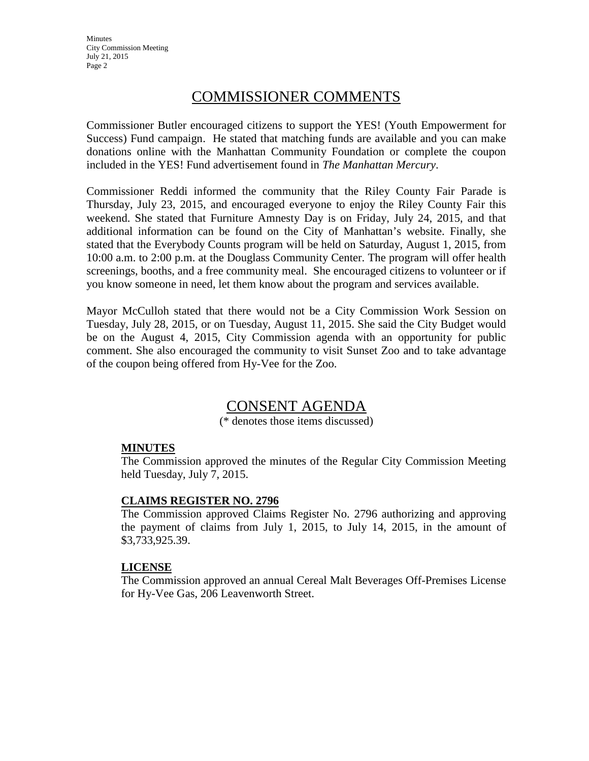# COMMISSIONER COMMENTS

Commissioner Butler encouraged citizens to support the YES! (Youth Empowerment for Success) Fund campaign. He stated that matching funds are available and you can make donations online with the Manhattan Community Foundation or complete the coupon included in the YES! Fund advertisement found in *The Manhattan Mercury*.

Commissioner Reddi informed the community that the Riley County Fair Parade is Thursday, July 23, 2015, and encouraged everyone to enjoy the Riley County Fair this weekend. She stated that Furniture Amnesty Day is on Friday, July 24, 2015, and that additional information can be found on the City of Manhattan's website. Finally, she stated that the Everybody Counts program will be held on Saturday, August 1, 2015, from 10:00 a.m. to 2:00 p.m. at the Douglass Community Center. The program will offer health screenings, booths, and a free community meal. She encouraged citizens to volunteer or if you know someone in need, let them know about the program and services available.

Mayor McCulloh stated that there would not be a City Commission Work Session on Tuesday, July 28, 2015, or on Tuesday, August 11, 2015. She said the City Budget would be on the August 4, 2015, City Commission agenda with an opportunity for public comment. She also encouraged the community to visit Sunset Zoo and to take advantage of the coupon being offered from Hy-Vee for the Zoo.

# CONSENT AGENDA

(* denotes those items discussed)

**MINUTES**

The Commission approved the minutes of the Regular City Commission Meeting held Tuesday, July 7, 2015.

**CLAIMS REGISTER NO. 2796**

The Commission approved Claims Register No. 2796 authorizing and approving the payment of claims from July 1, 2015, to July 14, 2015, in the amount of $3,733,925.39.

**LICENSE**

The Commission approved an annual Cereal Malt Beverages Off-Premises License for Hy-Vee Gas, 206 Leavenworth Street.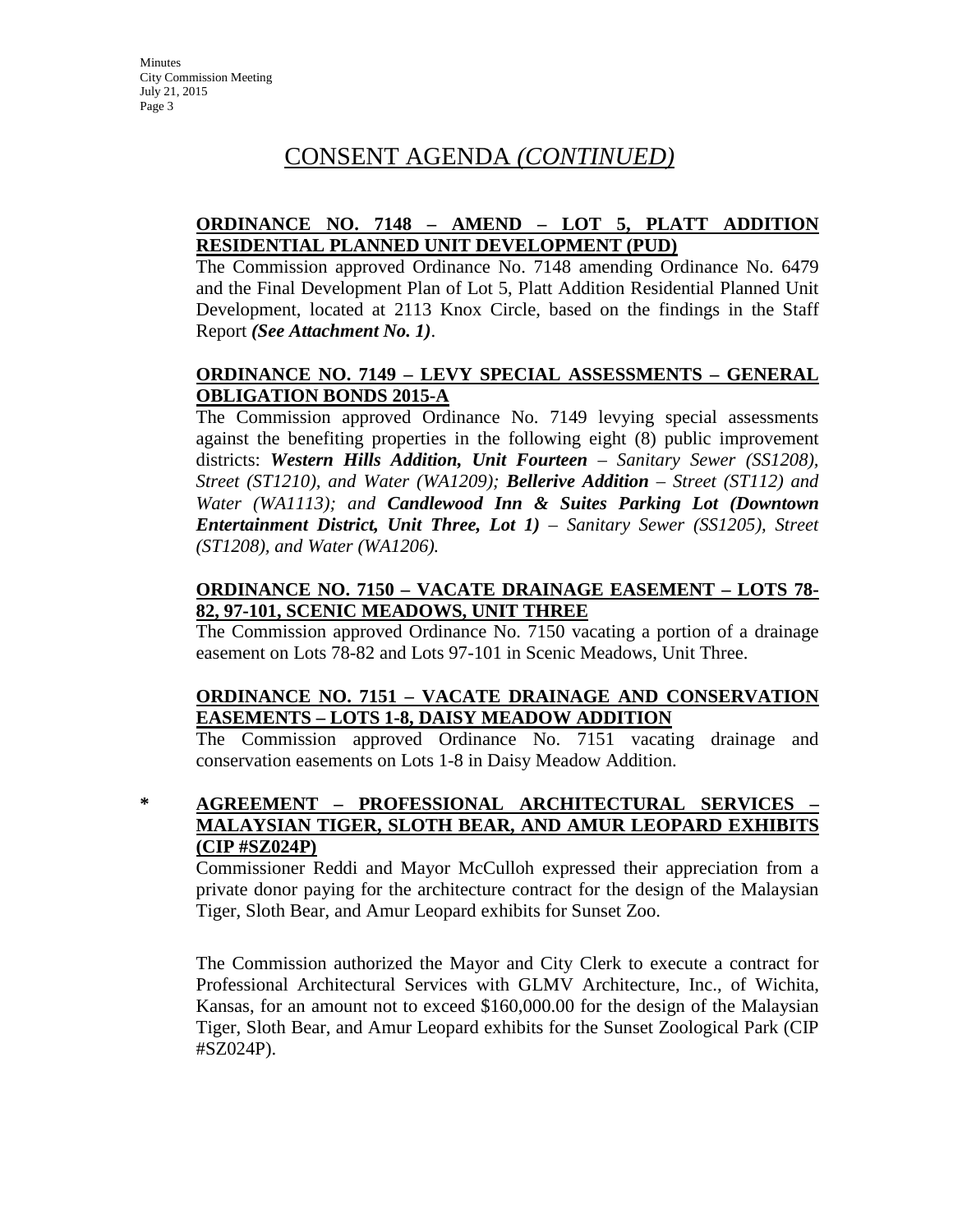# CONSENT AGENDA *(CONTINUED)*

**ORDINANCE NO. 7148 – AMEND – LOT 5, PLATT ADDITION RESIDENTIAL PLANNED UNIT DEVELOPMENT (PUD)**

The Commission approved Ordinance No. 7148 amending Ordinance No. 6479 and the Final Development Plan of Lot 5, Platt Addition Residential Planned Unit Development, located at 2113 Knox Circle, based on the findings in the Staff Report ***(See Attachment No. 1)***.

**ORDINANCE NO. 7149 – LEVY SPECIAL ASSESSMENTS – GENERAL OBLIGATION BONDS 2015-A**

The Commission approved Ordinance No. 7149 levying special assessments against the benefiting properties in the following eight (8) public improvement districts: ***Western Hills Addition, Unit Fourteen*** *– Sanitary Sewer (SS1208), Street (ST1210), and Water (WA1209);* ***Bellerive Addition*** *– Street (ST112) and Water (WA1113); and* ***Candlewood Inn & Suites Parking Lot (Downtown Entertainment District, Unit Three, Lot 1)*** *– Sanitary Sewer (SS1205), Street (ST1208), and Water (WA1206).*

**ORDINANCE NO. 7150 – VACATE DRAINAGE EASEMENT – LOTS 78-82, 97-101, SCENIC MEADOWS, UNIT THREE**

The Commission approved Ordinance No. 7150 vacating a portion of a drainage easement on Lots 78-82 and Lots 97-101 in Scenic Meadows, Unit Three.

**ORDINANCE NO. 7151 – VACATE DRAINAGE AND CONSERVATION EASEMENTS – LOTS 1-8, DAISY MEADOW ADDITION**

The Commission approved Ordinance No. 7151 vacating drainage and conservation easements on Lots 1-8 in Daisy Meadow Addition.

**\* AGREEMENT – PROFESSIONAL ARCHITECTURAL SERVICES – MALAYSIAN TIGER, SLOTH BEAR, AND AMUR LEOPARD EXHIBITS (CIP #SZ024P)**

Commissioner Reddi and Mayor McCulloh expressed their appreciation from a private donor paying for the architecture contract for the design of the Malaysian Tiger, Sloth Bear, and Amur Leopard exhibits for Sunset Zoo.

The Commission authorized the Mayor and City Clerk to execute a contract for Professional Architectural Services with GLMV Architecture, Inc., of Wichita, Kansas, for an amount not to exceed $160,000.00 for the design of the Malaysian Tiger, Sloth Bear, and Amur Leopard exhibits for the Sunset Zoological Park (CIP #SZ024P).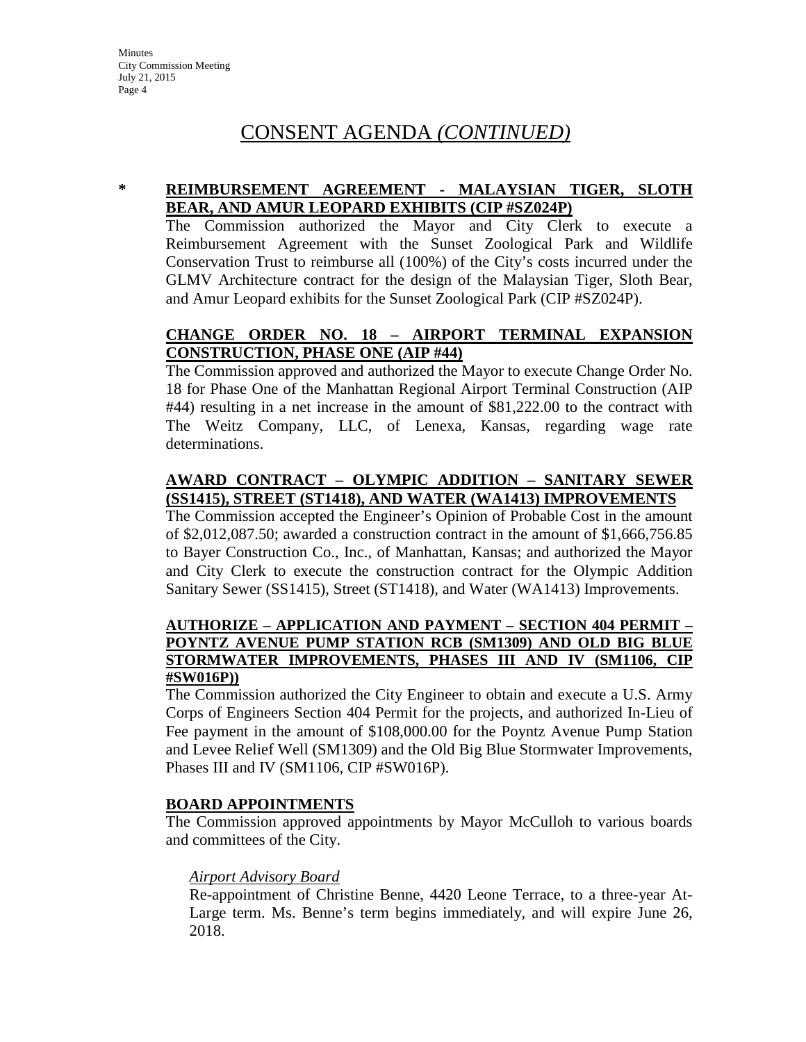# CONSENT AGENDA *(CONTINUED)*

**\* REIMBURSEMENT AGREEMENT - MALAYSIAN TIGER, SLOTH BEAR, AND AMUR LEOPARD EXHIBITS (CIP #SZ024P)**

The Commission authorized the Mayor and City Clerk to execute a Reimbursement Agreement with the Sunset Zoological Park and Wildlife Conservation Trust to reimburse all (100%) of the City's costs incurred under the GLMV Architecture contract for the design of the Malaysian Tiger, Sloth Bear, and Amur Leopard exhibits for the Sunset Zoological Park (CIP #SZ024P).

**CHANGE ORDER NO. 18 – AIRPORT TERMINAL EXPANSION CONSTRUCTION, PHASE ONE (AIP #44)**

The Commission approved and authorized the Mayor to execute Change Order No. 18 for Phase One of the Manhattan Regional Airport Terminal Construction (AIP #44) resulting in a net increase in the amount of $81,222.00 to the contract with The Weitz Company, LLC, of Lenexa, Kansas, regarding wage rate determinations.

**AWARD CONTRACT – OLYMPIC ADDITION – SANITARY SEWER (SS1415), STREET (ST1418), AND WATER (WA1413) IMPROVEMENTS**

The Commission accepted the Engineer's Opinion of Probable Cost in the amount of $2,012,087.50; awarded a construction contract in the amount of $1,666,756.85 to Bayer Construction Co., Inc., of Manhattan, Kansas; and authorized the Mayor and City Clerk to execute the construction contract for the Olympic Addition Sanitary Sewer (SS1415), Street (ST1418), and Water (WA1413) Improvements.

**AUTHORIZE – APPLICATION AND PAYMENT – SECTION 404 PERMIT – POYNTZ AVENUE PUMP STATION RCB (SM1309) AND OLD BIG BLUE STORMWATER IMPROVEMENTS, PHASES III AND IV (SM1106, CIP #SW016P))**

The Commission authorized the City Engineer to obtain and execute a U.S. Army Corps of Engineers Section 404 Permit for the projects, and authorized In-Lieu of Fee payment in the amount of $108,000.00 for the Poyntz Avenue Pump Station and Levee Relief Well (SM1309) and the Old Big Blue Stormwater Improvements, Phases III and IV (SM1106, CIP #SW016P).

**BOARD APPOINTMENTS**

The Commission approved appointments by Mayor McCulloh to various boards and committees of the City.

*Airport Advisory Board*

Re-appointment of Christine Benne, 4420 Leone Terrace, to a three-year At-Large term. Ms. Benne's term begins immediately, and will expire June 26, 2018.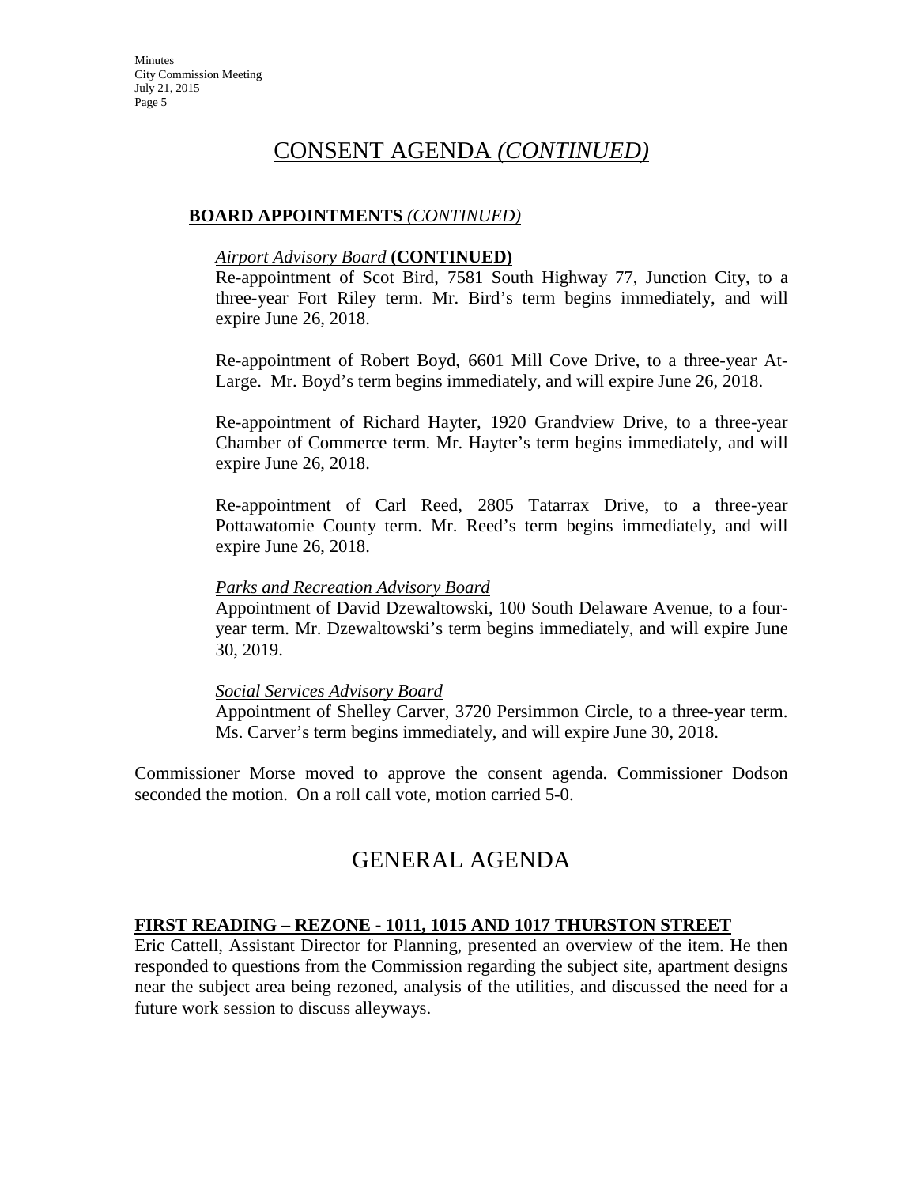# CONSENT AGENDA *(CONTINUED)*

**BOARD APPOINTMENTS** *(CONTINUED)*

*Airport Advisory Board* **(CONTINUED)**

Re-appointment of Scot Bird, 7581 South Highway 77, Junction City, to a three-year Fort Riley term. Mr. Bird's term begins immediately, and will expire June 26, 2018.

Re-appointment of Robert Boyd, 6601 Mill Cove Drive, to a three-year At-Large. Mr. Boyd's term begins immediately, and will expire June 26, 2018.

Re-appointment of Richard Hayter, 1920 Grandview Drive, to a three-year Chamber of Commerce term. Mr. Hayter's term begins immediately, and will expire June 26, 2018.

Re-appointment of Carl Reed, 2805 Tatarrax Drive, to a three-year Pottawatomie County term. Mr. Reed's term begins immediately, and will expire June 26, 2018.

*Parks and Recreation Advisory Board*

Appointment of David Dzewaltowski, 100 South Delaware Avenue, to a four-year term. Mr. Dzewaltowski's term begins immediately, and will expire June 30, 2019.

*Social Services Advisory Board*

Appointment of Shelley Carver, 3720 Persimmon Circle, to a three-year term. Ms. Carver's term begins immediately, and will expire June 30, 2018.

Commissioner Morse moved to approve the consent agenda. Commissioner Dodson seconded the motion. On a roll call vote, motion carried 5-0.

# GENERAL AGENDA

**FIRST READING – REZONE - 1011, 1015 AND 1017 THURSTON STREET**

Eric Cattell, Assistant Director for Planning, presented an overview of the item. He then responded to questions from the Commission regarding the subject site, apartment designs near the subject area being rezoned, analysis of the utilities, and discussed the need for a future work session to discuss alleyways.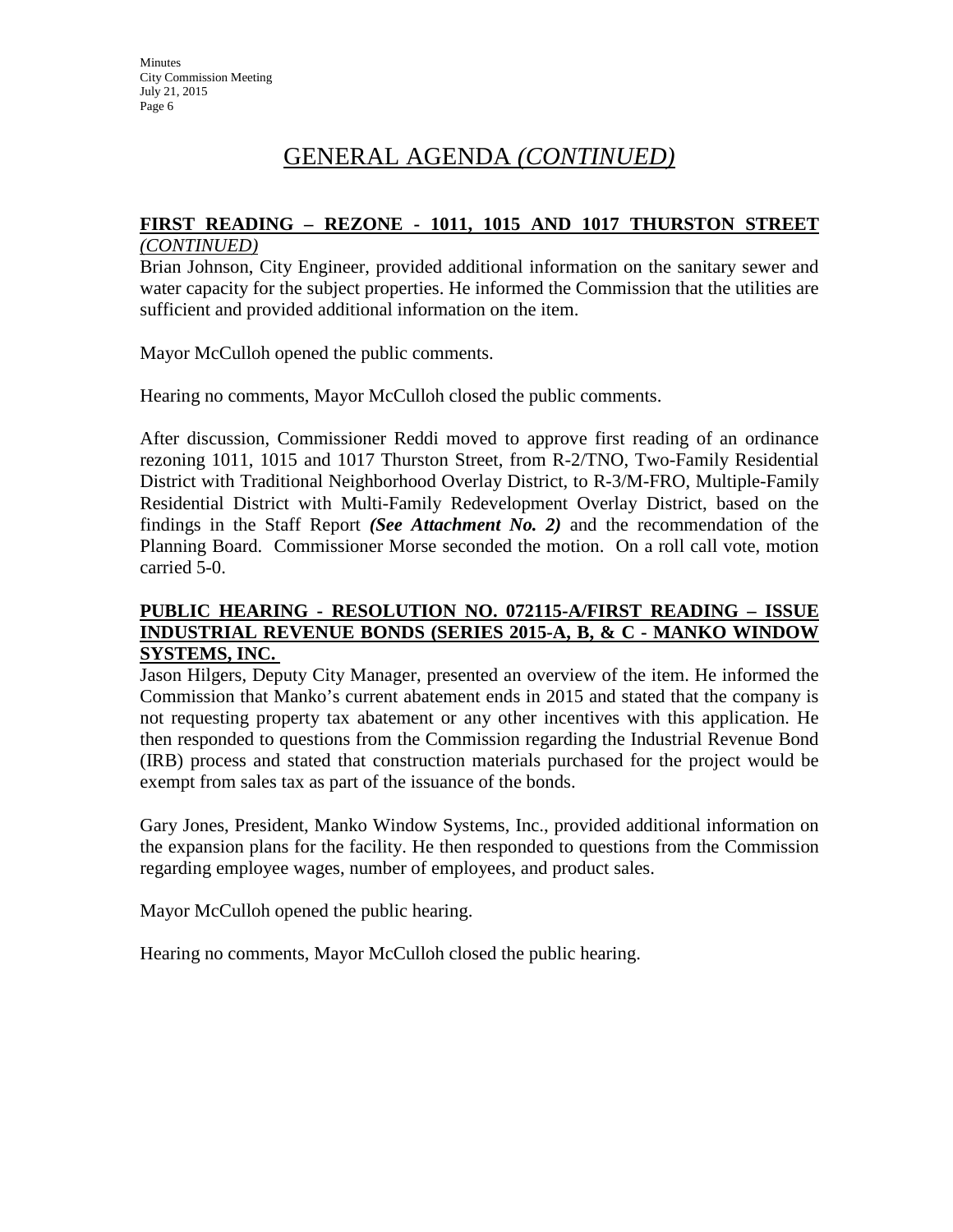# GENERAL AGENDA *(CONTINUED)*

**FIRST READING – REZONE - 1011, 1015 AND 1017 THURSTON STREET** ***(CONTINUED)***

Brian Johnson, City Engineer, provided additional information on the sanitary sewer and water capacity for the subject properties. He informed the Commission that the utilities are sufficient and provided additional information on the item.

Mayor McCulloh opened the public comments.

Hearing no comments, Mayor McCulloh closed the public comments.

After discussion, Commissioner Reddi moved to approve first reading of an ordinance rezoning 1011, 1015 and 1017 Thurston Street, from R-2/TNO, Two-Family Residential District with Traditional Neighborhood Overlay District, to R-3/M-FRO, Multiple-Family Residential District with Multi-Family Redevelopment Overlay District, based on the findings in the Staff Report ***(See Attachment No. 2)*** and the recommendation of the Planning Board. Commissioner Morse seconded the motion. On a roll call vote, motion carried 5-0.

**PUBLIC HEARING - RESOLUTION NO. 072115-A/FIRST READING – ISSUE INDUSTRIAL REVENUE BONDS (SERIES 2015-A, B, & C - MANKO WINDOW SYSTEMS, INC.**

Jason Hilgers, Deputy City Manager, presented an overview of the item. He informed the Commission that Manko's current abatement ends in 2015 and stated that the company is not requesting property tax abatement or any other incentives with this application. He then responded to questions from the Commission regarding the Industrial Revenue Bond (IRB) process and stated that construction materials purchased for the project would be exempt from sales tax as part of the issuance of the bonds.

Gary Jones, President, Manko Window Systems, Inc., provided additional information on the expansion plans for the facility. He then responded to questions from the Commission regarding employee wages, number of employees, and product sales.

Mayor McCulloh opened the public hearing.

Hearing no comments, Mayor McCulloh closed the public hearing.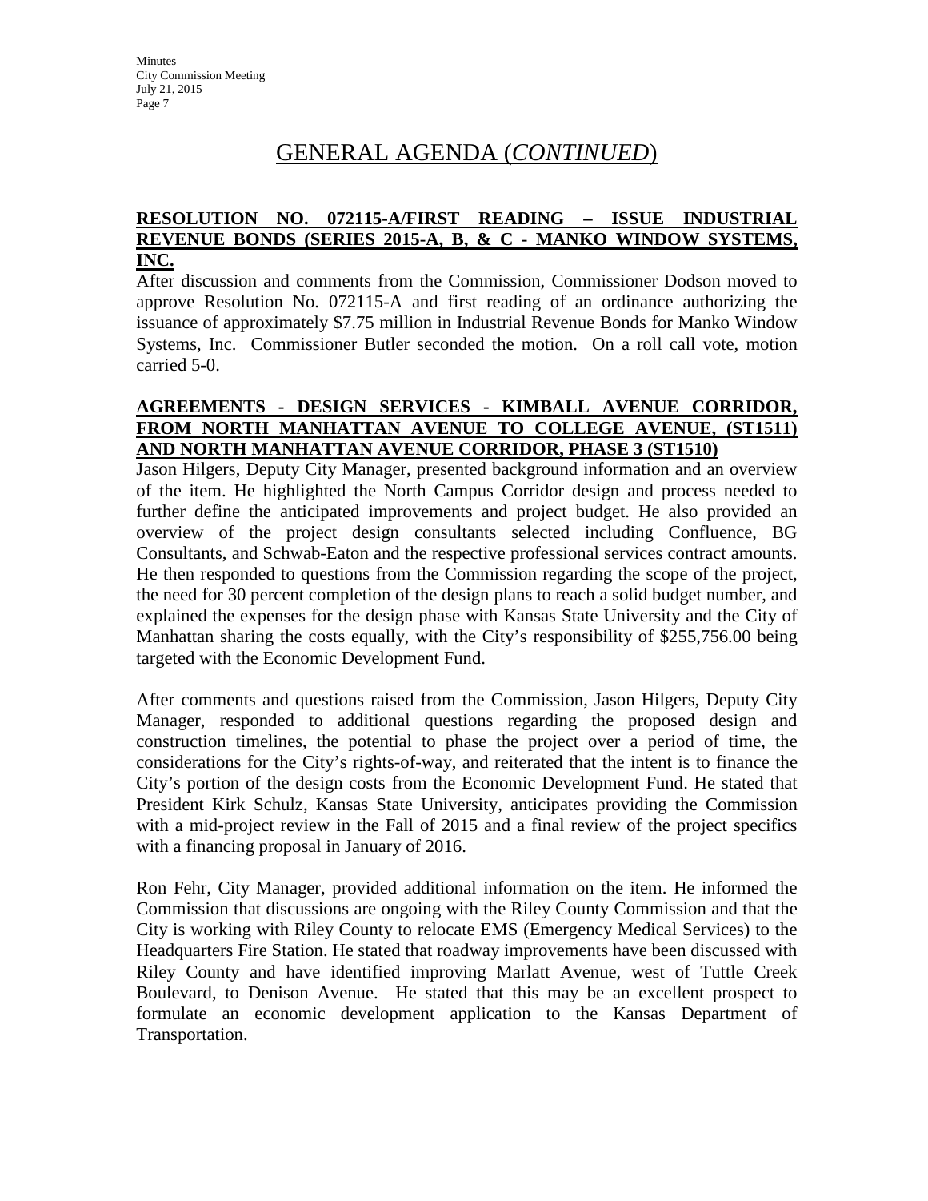# GENERAL AGENDA (*CONTINUED*)

**RESOLUTION NO. 072115-A/FIRST READING – ISSUE INDUSTRIAL REVENUE BONDS (SERIES 2015-A, B, & C - MANKO WINDOW SYSTEMS, INC.**

After discussion and comments from the Commission, Commissioner Dodson moved to approve Resolution No. 072115-A and first reading of an ordinance authorizing the issuance of approximately $7.75 million in Industrial Revenue Bonds for Manko Window Systems, Inc. Commissioner Butler seconded the motion. On a roll call vote, motion carried 5-0.

**AGREEMENTS - DESIGN SERVICES - KIMBALL AVENUE CORRIDOR, FROM NORTH MANHATTAN AVENUE TO COLLEGE AVENUE, (ST1511) AND NORTH MANHATTAN AVENUE CORRIDOR, PHASE 3 (ST1510)**

Jason Hilgers, Deputy City Manager, presented background information and an overview of the item. He highlighted the North Campus Corridor design and process needed to further define the anticipated improvements and project budget. He also provided an overview of the project design consultants selected including Confluence, BG Consultants, and Schwab-Eaton and the respective professional services contract amounts. He then responded to questions from the Commission regarding the scope of the project, the need for 30 percent completion of the design plans to reach a solid budget number, and explained the expenses for the design phase with Kansas State University and the City of Manhattan sharing the costs equally, with the City's responsibility of $255,756.00 being targeted with the Economic Development Fund.

After comments and questions raised from the Commission, Jason Hilgers, Deputy City Manager, responded to additional questions regarding the proposed design and construction timelines, the potential to phase the project over a period of time, the considerations for the City's rights-of-way, and reiterated that the intent is to finance the City's portion of the design costs from the Economic Development Fund. He stated that President Kirk Schulz, Kansas State University, anticipates providing the Commission with a mid-project review in the Fall of 2015 and a final review of the project specifics with a financing proposal in January of 2016.

Ron Fehr, City Manager, provided additional information on the item. He informed the Commission that discussions are ongoing with the Riley County Commission and that the City is working with Riley County to relocate EMS (Emergency Medical Services) to the Headquarters Fire Station. He stated that roadway improvements have been discussed with Riley County and have identified improving Marlatt Avenue, west of Tuttle Creek Boulevard, to Denison Avenue. He stated that this may be an excellent prospect to formulate an economic development application to the Kansas Department of Transportation.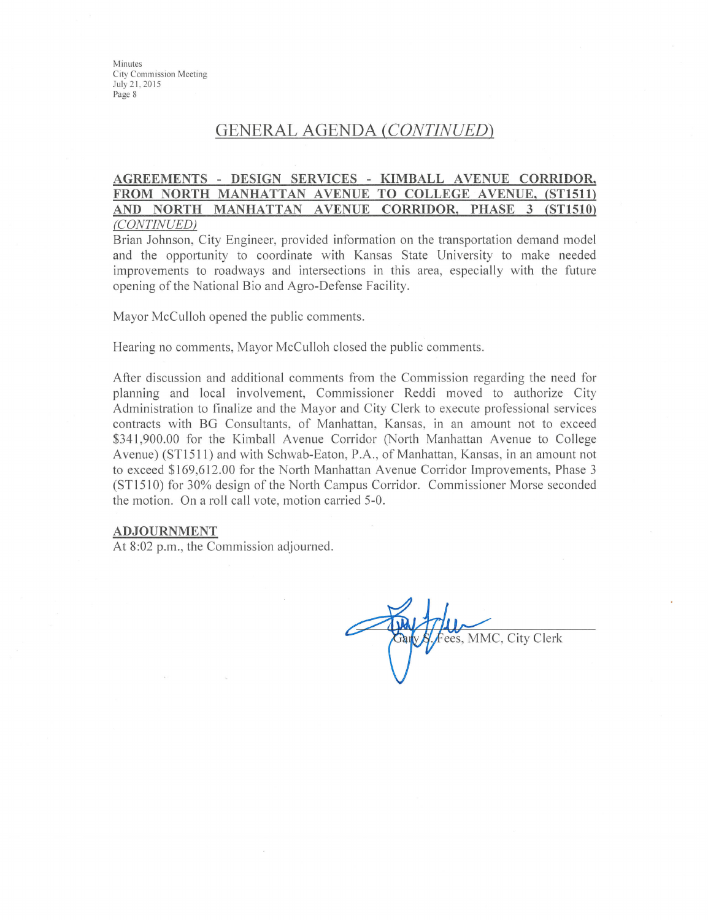## GENERAL AGENDA *(CONTINUED)*

**AGREEMENTS - DESIGN SERVICES - KIMBALL AVENUE CORRIDOR, FROM NORTH MANHATTAN AVENUE TO COLLEGE AVENUE, (ST1511) AND NORTH MANHATTAN AVENUE CORRIDOR, PHASE 3 (ST1510)** *(CONTINUED)*

Brian Johnson, City Engineer, provided information on the transportation demand model and the opportunity to coordinate with Kansas State University to make needed improvements to roadways and intersections in this area, especially with the future opening of the National Bio and Agro-Defense Facility.

Mayor McCulloh opened the public comments.

Hearing no comments, Mayor McCulloh closed the public comments.

After discussion and additional comments from the Commission regarding the need for planning and local involvement, Commissioner Reddi moved to authorize City Administration to finalize and the Mayor and City Clerk to execute professional services contracts with BG Consultants, of Manhattan, Kansas, in an amount not to exceed $341,900.00 for the Kimball Avenue Corridor (North Manhattan Avenue to College Avenue) (ST1511) and with Schwab-Eaton, P.A., of Manhattan, Kansas, in an amount not to exceed $169,612.00 for the North Manhattan Avenue Corridor Improvements, Phase 3 (ST1510) for 30% design of the North Campus Corridor. Commissioner Morse seconded the motion. On a roll call vote, motion carried 5-0.

**ADJOURNMENT**

At 8:02 p.m., the Commission adjourned.

Gary S. Fees, MMC, City Clerk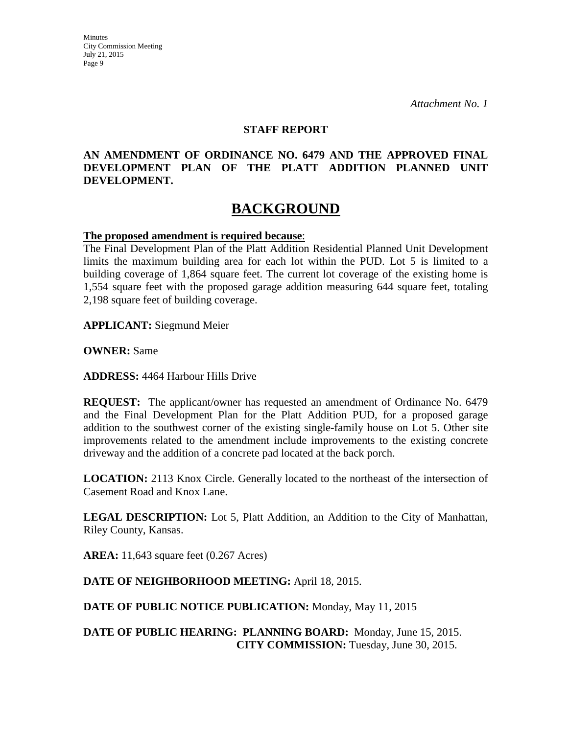*Attachment No. 1*

**STAFF REPORT**

**AN AMENDMENT OF ORDINANCE NO. 6479 AND THE APPROVED FINAL DEVELOPMENT PLAN OF THE PLATT ADDITION PLANNED UNIT DEVELOPMENT.**

# BACKGROUND

**The proposed amendment is required because**:

The Final Development Plan of the Platt Addition Residential Planned Unit Development limits the maximum building area for each lot within the PUD. Lot 5 is limited to a building coverage of 1,864 square feet. The current lot coverage of the existing home is 1,554 square feet with the proposed garage addition measuring 644 square feet, totaling 2,198 square feet of building coverage.

**APPLICANT:** Siegmund Meier

**OWNER:** Same

**ADDRESS:** 4464 Harbour Hills Drive

**REQUEST:** The applicant/owner has requested an amendment of Ordinance No. 6479 and the Final Development Plan for the Platt Addition PUD, for a proposed garage addition to the southwest corner of the existing single-family house on Lot 5. Other site improvements related to the amendment include improvements to the existing concrete driveway and the addition of a concrete pad located at the back porch.

**LOCATION:** 2113 Knox Circle. Generally located to the northeast of the intersection of Casement Road and Knox Lane.

**LEGAL DESCRIPTION:** Lot 5, Platt Addition, an Addition to the City of Manhattan, Riley County, Kansas.

**AREA:** 11,643 square feet (0.267 Acres)

**DATE OF NEIGHBORHOOD MEETING:** April 18, 2015.

**DATE OF PUBLIC NOTICE PUBLICATION:** Monday, May 11, 2015

**DATE OF PUBLIC HEARING: PLANNING BOARD:** Monday, June 15, 2015.
**CITY COMMISSION:** Tuesday, June 30, 2015.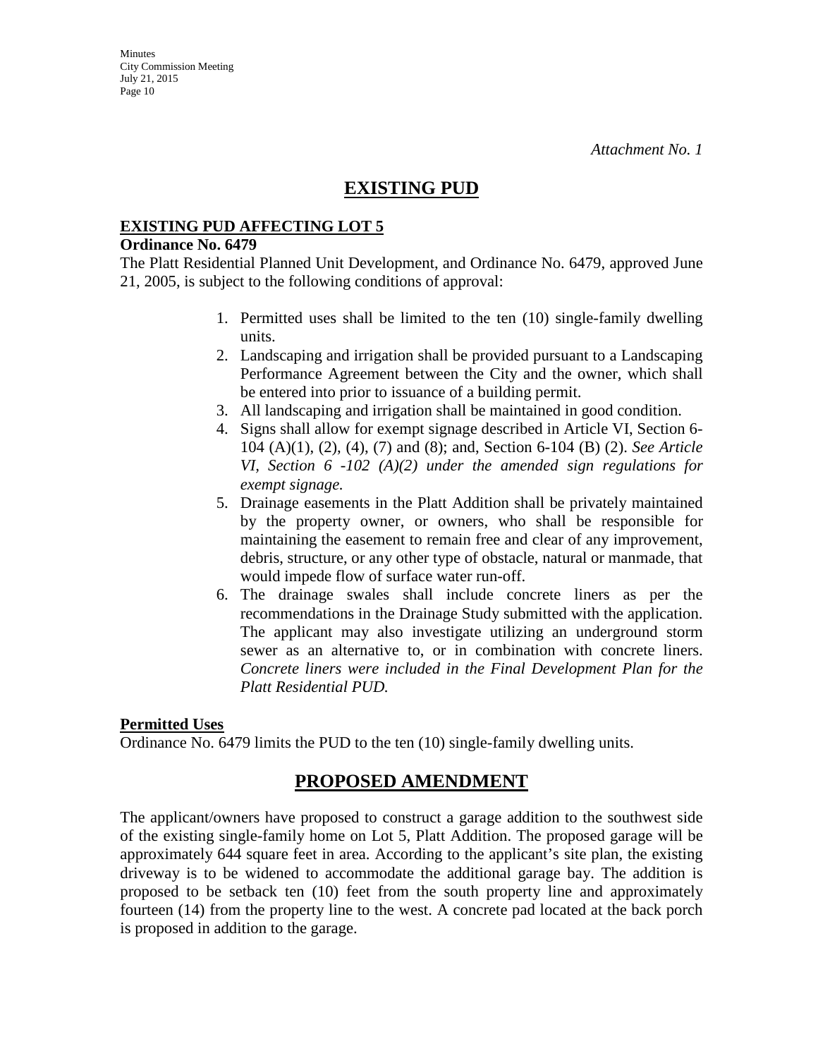*Attachment No. 1*

# EXISTING PUD

## EXISTING PUD AFFECTING LOT 5

**Ordinance No. 6479**

The Platt Residential Planned Unit Development, and Ordinance No. 6479, approved June 21, 2005, is subject to the following conditions of approval:

1. Permitted uses shall be limited to the ten (10) single-family dwelling units.
2. Landscaping and irrigation shall be provided pursuant to a Landscaping Performance Agreement between the City and the owner, which shall be entered into prior to issuance of a building permit.
3. All landscaping and irrigation shall be maintained in good condition.
4. Signs shall allow for exempt signage described in Article VI, Section 6-104 (A)(1), (2), (4), (7) and (8); and, Section 6-104 (B) (2). *See Article VI, Section 6 -102 (A)(2) under the amended sign regulations for exempt signage.*
5. Drainage easements in the Platt Addition shall be privately maintained by the property owner, or owners, who shall be responsible for maintaining the easement to remain free and clear of any improvement, debris, structure, or any other type of obstacle, natural or manmade, that would impede flow of surface water run-off.
6. The drainage swales shall include concrete liners as per the recommendations in the Drainage Study submitted with the application. The applicant may also investigate utilizing an underground storm sewer as an alternative to, or in combination with concrete liners. *Concrete liners were included in the Final Development Plan for the Platt Residential PUD.*

**Permitted Uses**

Ordinance No. 6479 limits the PUD to the ten (10) single-family dwelling units.

# PROPOSED AMENDMENT

The applicant/owners have proposed to construct a garage addition to the southwest side of the existing single-family home on Lot 5, Platt Addition. The proposed garage will be approximately 644 square feet in area. According to the applicant's site plan, the existing driveway is to be widened to accommodate the additional garage bay. The addition is proposed to be setback ten (10) feet from the south property line and approximately fourteen (14) from the property line to the west. A concrete pad located at the back porch is proposed in addition to the garage.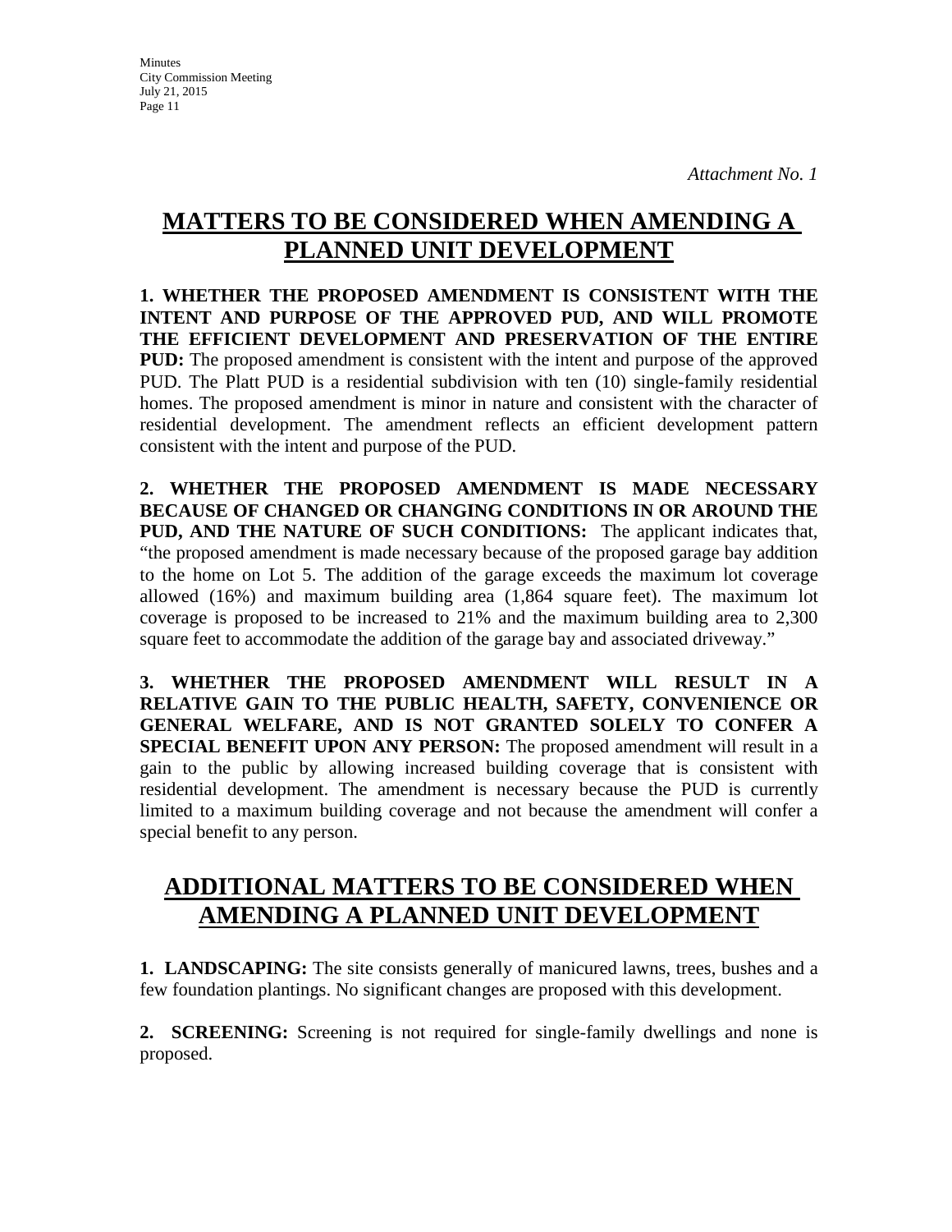*Attachment No. 1*

# MATTERS TO BE CONSIDERED WHEN AMENDING A PLANNED UNIT DEVELOPMENT

**1. WHETHER THE PROPOSED AMENDMENT IS CONSISTENT WITH THE INTENT AND PURPOSE OF THE APPROVED PUD, AND WILL PROMOTE THE EFFICIENT DEVELOPMENT AND PRESERVATION OF THE ENTIRE PUD:** The proposed amendment is consistent with the intent and purpose of the approved PUD. The Platt PUD is a residential subdivision with ten (10) single-family residential homes. The proposed amendment is minor in nature and consistent with the character of residential development. The amendment reflects an efficient development pattern consistent with the intent and purpose of the PUD.

**2. WHETHER THE PROPOSED AMENDMENT IS MADE NECESSARY BECAUSE OF CHANGED OR CHANGING CONDITIONS IN OR AROUND THE PUD, AND THE NATURE OF SUCH CONDITIONS:** The applicant indicates that, "the proposed amendment is made necessary because of the proposed garage bay addition to the home on Lot 5. The addition of the garage exceeds the maximum lot coverage allowed (16%) and maximum building area (1,864 square feet). The maximum lot coverage is proposed to be increased to 21% and the maximum building area to 2,300 square feet to accommodate the addition of the garage bay and associated driveway."

**3. WHETHER THE PROPOSED AMENDMENT WILL RESULT IN A RELATIVE GAIN TO THE PUBLIC HEALTH, SAFETY, CONVENIENCE OR GENERAL WELFARE, AND IS NOT GRANTED SOLELY TO CONFER A SPECIAL BENEFIT UPON ANY PERSON:** The proposed amendment will result in a gain to the public by allowing increased building coverage that is consistent with residential development. The amendment is necessary because the PUD is currently limited to a maximum building coverage and not because the amendment will confer a special benefit to any person.

# ADDITIONAL MATTERS TO BE CONSIDERED WHEN AMENDING A PLANNED UNIT DEVELOPMENT

**1. LANDSCAPING:** The site consists generally of manicured lawns, trees, bushes and a few foundation plantings. No significant changes are proposed with this development.

**2. SCREENING:** Screening is not required for single-family dwellings and none is proposed.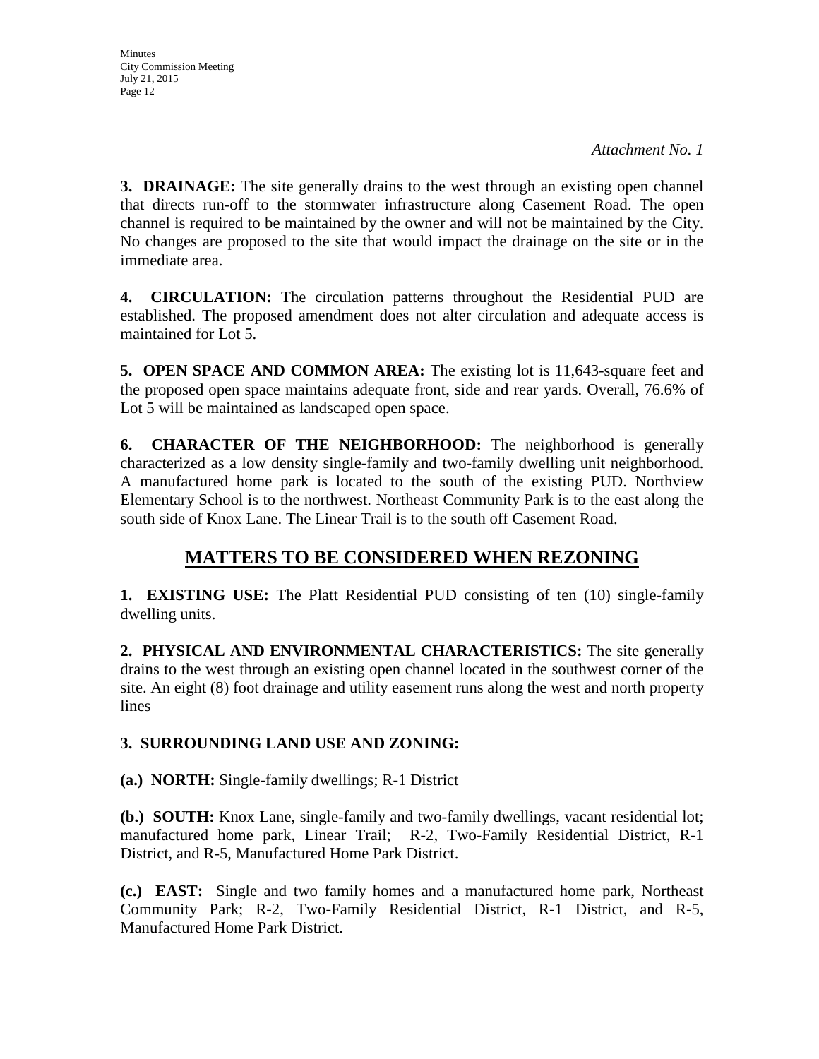*Attachment No. 1*

**3. DRAINAGE:** The site generally drains to the west through an existing open channel that directs run-off to the stormwater infrastructure along Casement Road. The open channel is required to be maintained by the owner and will not be maintained by the City. No changes are proposed to the site that would impact the drainage on the site or in the immediate area.

**4. CIRCULATION:** The circulation patterns throughout the Residential PUD are established. The proposed amendment does not alter circulation and adequate access is maintained for Lot 5.

**5. OPEN SPACE AND COMMON AREA:** The existing lot is 11,643-square feet and the proposed open space maintains adequate front, side and rear yards. Overall, 76.6% of Lot 5 will be maintained as landscaped open space.

**6. CHARACTER OF THE NEIGHBORHOOD:** The neighborhood is generally characterized as a low density single-family and two-family dwelling unit neighborhood. A manufactured home park is located to the south of the existing PUD. Northview Elementary School is to the northwest. Northeast Community Park is to the east along the south side of Knox Lane. The Linear Trail is to the south off Casement Road.

## MATTERS TO BE CONSIDERED WHEN REZONING

**1. EXISTING USE:** The Platt Residential PUD consisting of ten (10) single-family dwelling units.

**2. PHYSICAL AND ENVIRONMENTAL CHARACTERISTICS:** The site generally drains to the west through an existing open channel located in the southwest corner of the site. An eight (8) foot drainage and utility easement runs along the west and north property lines

**3. SURROUNDING LAND USE AND ZONING:**

**(a.) NORTH:** Single-family dwellings; R-1 District

**(b.) SOUTH:** Knox Lane, single-family and two-family dwellings, vacant residential lot; manufactured home park, Linear Trail; R-2, Two-Family Residential District, R-1 District, and R-5, Manufactured Home Park District.

**(c.) EAST:** Single and two family homes and a manufactured home park, Northeast Community Park; R-2, Two-Family Residential District, R-1 District, and R-5, Manufactured Home Park District.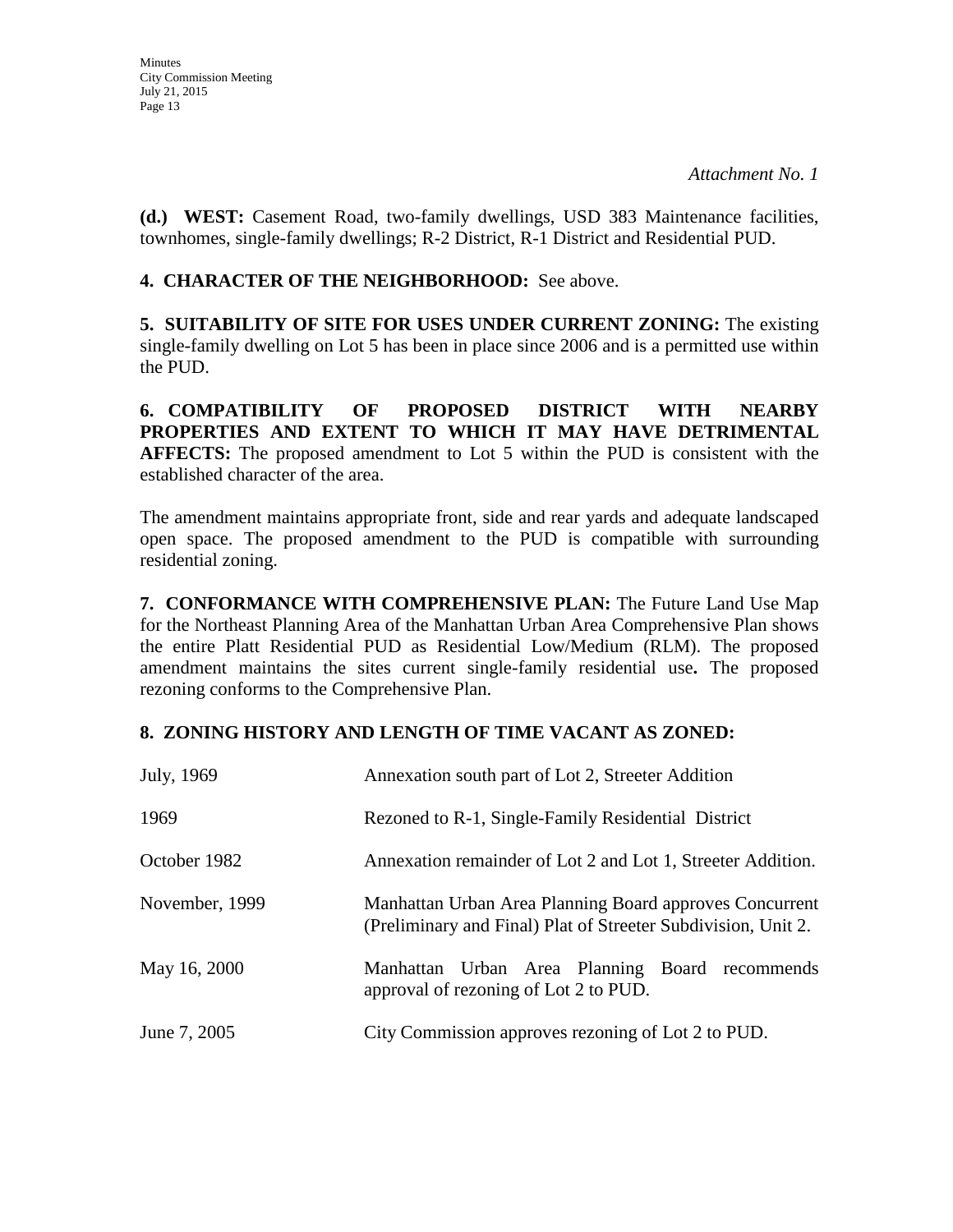*Attachment No. 1*

**(d.) WEST:** Casement Road, two-family dwellings, USD 383 Maintenance facilities, townhomes, single-family dwellings; R-2 District, R-1 District and Residential PUD.

**4. CHARACTER OF THE NEIGHBORHOOD:** See above.

**5. SUITABILITY OF SITE FOR USES UNDER CURRENT ZONING:** The existing single-family dwelling on Lot 5 has been in place since 2006 and is a permitted use within the PUD.

**6. COMPATIBILITY OF PROPOSED DISTRICT WITH NEARBY PROPERTIES AND EXTENT TO WHICH IT MAY HAVE DETRIMENTAL AFFECTS:** The proposed amendment to Lot 5 within the PUD is consistent with the established character of the area.

The amendment maintains appropriate front, side and rear yards and adequate landscaped open space. The proposed amendment to the PUD is compatible with surrounding residential zoning.

**7. CONFORMANCE WITH COMPREHENSIVE PLAN:** The Future Land Use Map for the Northeast Planning Area of the Manhattan Urban Area Comprehensive Plan shows the entire Platt Residential PUD as Residential Low/Medium (RLM). The proposed amendment maintains the sites current single-family residential use**.** The proposed rezoning conforms to the Comprehensive Plan.

**8. ZONING HISTORY AND LENGTH OF TIME VACANT AS ZONED:**

| | |
|---|---|
| July, 1969 | Annexation south part of Lot 2, Streeter Addition |
| 1969 | Rezoned to R-1, Single-Family Residential District |
| October 1982 | Annexation remainder of Lot 2 and Lot 1, Streeter Addition. |
| November, 1999 | Manhattan Urban Area Planning Board approves Concurrent (Preliminary and Final) Plat of Streeter Subdivision, Unit 2. |
| May 16, 2000 | Manhattan Urban Area Planning Board recommends approval of rezoning of Lot 2 to PUD. |
| June 7, 2005 | City Commission approves rezoning of Lot 2 to PUD. |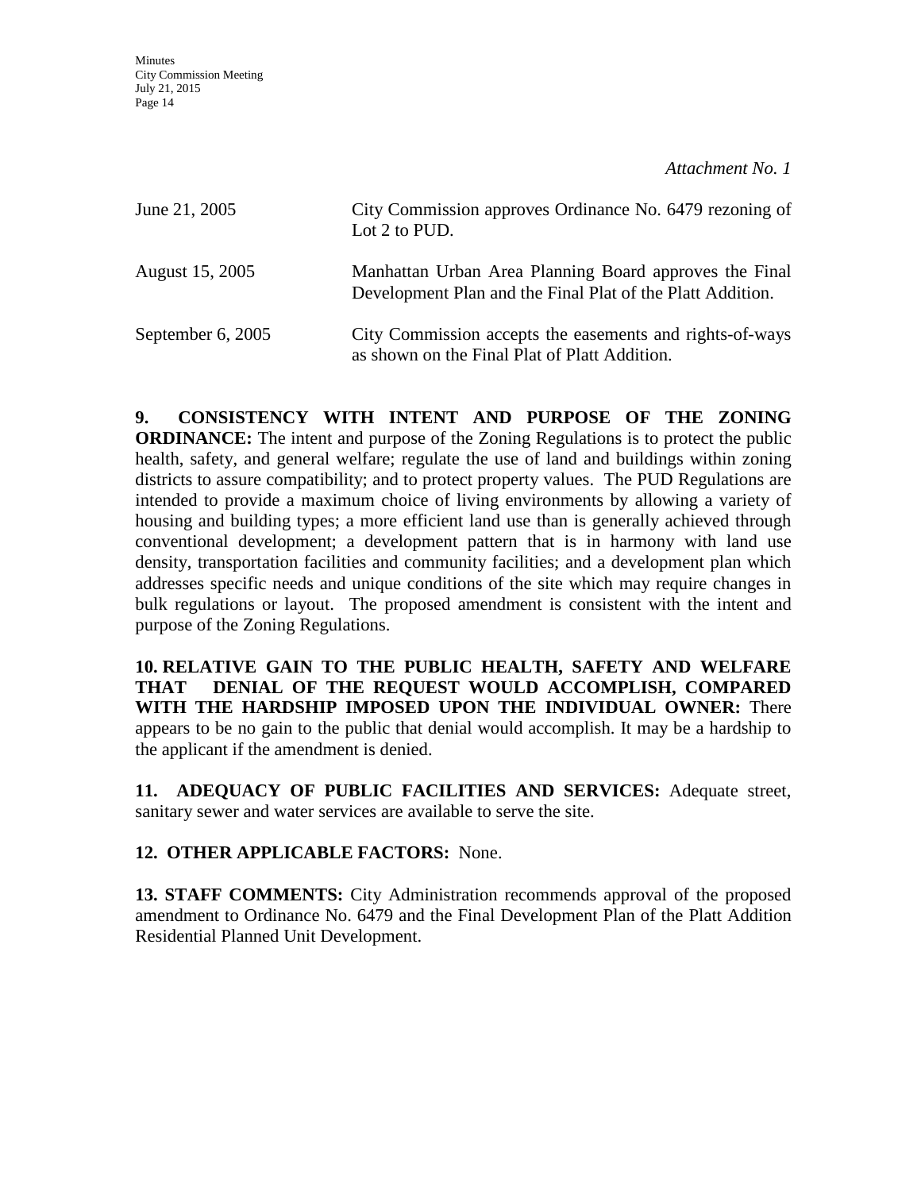*Attachment No. 1*

| | |
|---|---|
| June 21, 2005 | City Commission approves Ordinance No. 6479 rezoning of Lot 2 to PUD. |
| August 15, 2005 | Manhattan Urban Area Planning Board approves the Final Development Plan and the Final Plat of the Platt Addition. |
| September 6, 2005 | City Commission accepts the easements and rights-of-ways as shown on the Final Plat of Platt Addition. |

**9. CONSISTENCY WITH INTENT AND PURPOSE OF THE ZONING ORDINANCE:** The intent and purpose of the Zoning Regulations is to protect the public health, safety, and general welfare; regulate the use of land and buildings within zoning districts to assure compatibility; and to protect property values. The PUD Regulations are intended to provide a maximum choice of living environments by allowing a variety of housing and building types; a more efficient land use than is generally achieved through conventional development; a development pattern that is in harmony with land use density, transportation facilities and community facilities; and a development plan which addresses specific needs and unique conditions of the site which may require changes in bulk regulations or layout. The proposed amendment is consistent with the intent and purpose of the Zoning Regulations.

**10. RELATIVE GAIN TO THE PUBLIC HEALTH, SAFETY AND WELFARE THAT DENIAL OF THE REQUEST WOULD ACCOMPLISH, COMPARED WITH THE HARDSHIP IMPOSED UPON THE INDIVIDUAL OWNER:** There appears to be no gain to the public that denial would accomplish. It may be a hardship to the applicant if the amendment is denied.

**11. ADEQUACY OF PUBLIC FACILITIES AND SERVICES:** Adequate street, sanitary sewer and water services are available to serve the site.

**12. OTHER APPLICABLE FACTORS:** None.

**13. STAFF COMMENTS:** City Administration recommends approval of the proposed amendment to Ordinance No. 6479 and the Final Development Plan of the Platt Addition Residential Planned Unit Development.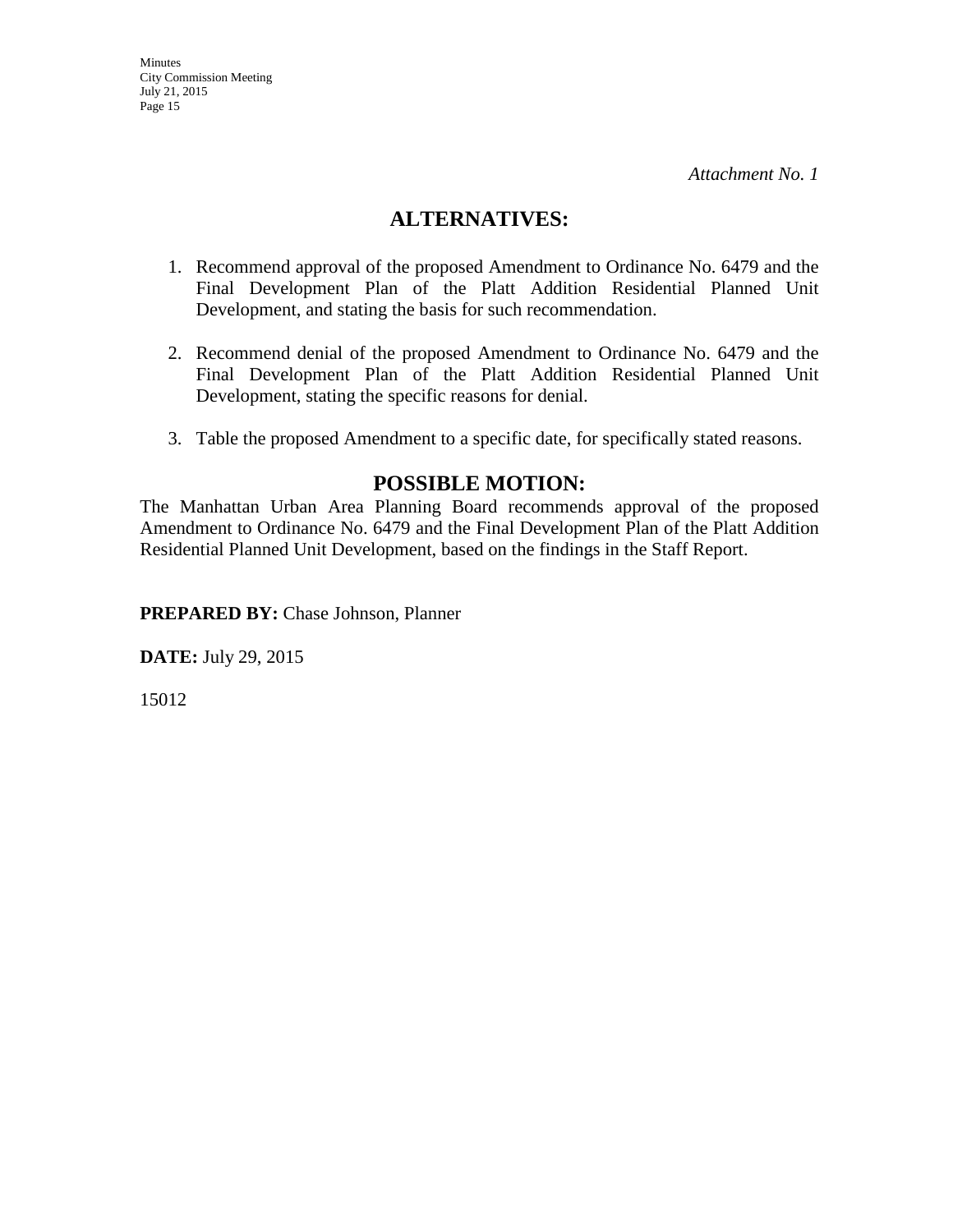*Attachment No. 1*

## ALTERNATIVES:

1. Recommend approval of the proposed Amendment to Ordinance No. 6479 and the Final Development Plan of the Platt Addition Residential Planned Unit Development, and stating the basis for such recommendation.

2. Recommend denial of the proposed Amendment to Ordinance No. 6479 and the Final Development Plan of the Platt Addition Residential Planned Unit Development, stating the specific reasons for denial.

3. Table the proposed Amendment to a specific date, for specifically stated reasons.

## POSSIBLE MOTION:

The Manhattan Urban Area Planning Board recommends approval of the proposed Amendment to Ordinance No. 6479 and the Final Development Plan of the Platt Addition Residential Planned Unit Development, based on the findings in the Staff Report.

**PREPARED BY:** Chase Johnson, Planner

**DATE:** July 29, 2015

15012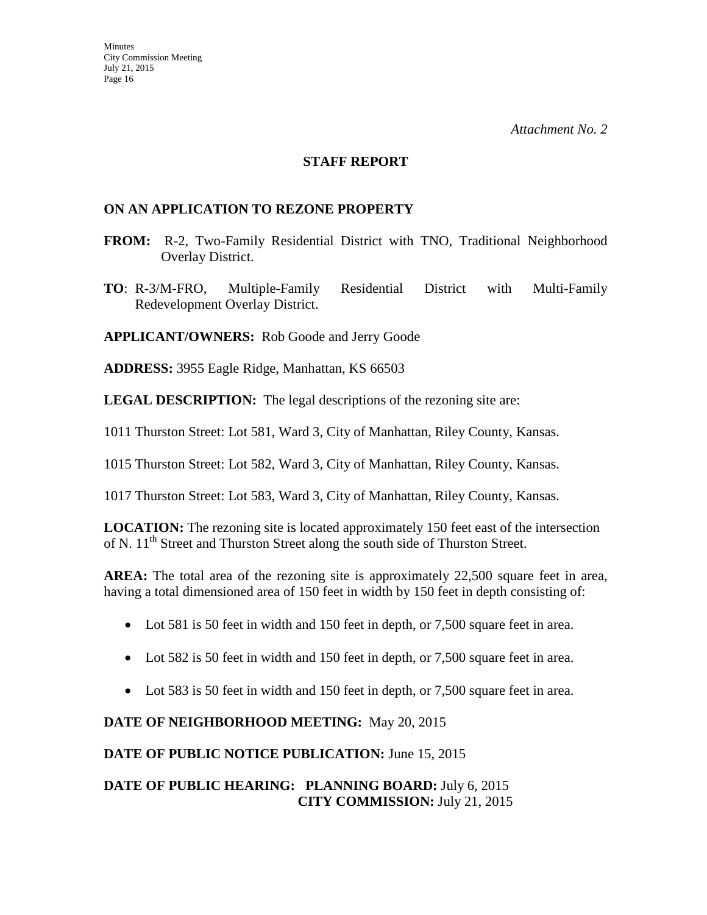*Attachment No. 2*

## STAFF REPORT

### ON AN APPLICATION TO REZONE PROPERTY

**FROM:** R-2, Two-Family Residential District with TNO, Traditional Neighborhood Overlay District.

**TO**: R-3/M-FRO, Multiple-Family Residential District with Multi-Family Redevelopment Overlay District.

**APPLICANT/OWNERS:** Rob Goode and Jerry Goode

**ADDRESS:** 3955 Eagle Ridge, Manhattan, KS 66503

**LEGAL DESCRIPTION:** The legal descriptions of the rezoning site are:

1011 Thurston Street: Lot 581, Ward 3, City of Manhattan, Riley County, Kansas.

1015 Thurston Street: Lot 582, Ward 3, City of Manhattan, Riley County, Kansas.

1017 Thurston Street: Lot 583, Ward 3, City of Manhattan, Riley County, Kansas.

**LOCATION:** The rezoning site is located approximately 150 feet east of the intersection of N. 11th Street and Thurston Street along the south side of Thurston Street.

**AREA:** The total area of the rezoning site is approximately 22,500 square feet in area, having a total dimensioned area of 150 feet in width by 150 feet in depth consisting of:

- Lot 581 is 50 feet in width and 150 feet in depth, or 7,500 square feet in area.
- Lot 582 is 50 feet in width and 150 feet in depth, or 7,500 square feet in area.
- Lot 583 is 50 feet in width and 150 feet in depth, or 7,500 square feet in area.

**DATE OF NEIGHBORHOOD MEETING:** May 20, 2015

**DATE OF PUBLIC NOTICE PUBLICATION:** June 15, 2015

**DATE OF PUBLIC HEARING: PLANNING BOARD:** July 6, 2015
**CITY COMMISSION:** July 21, 2015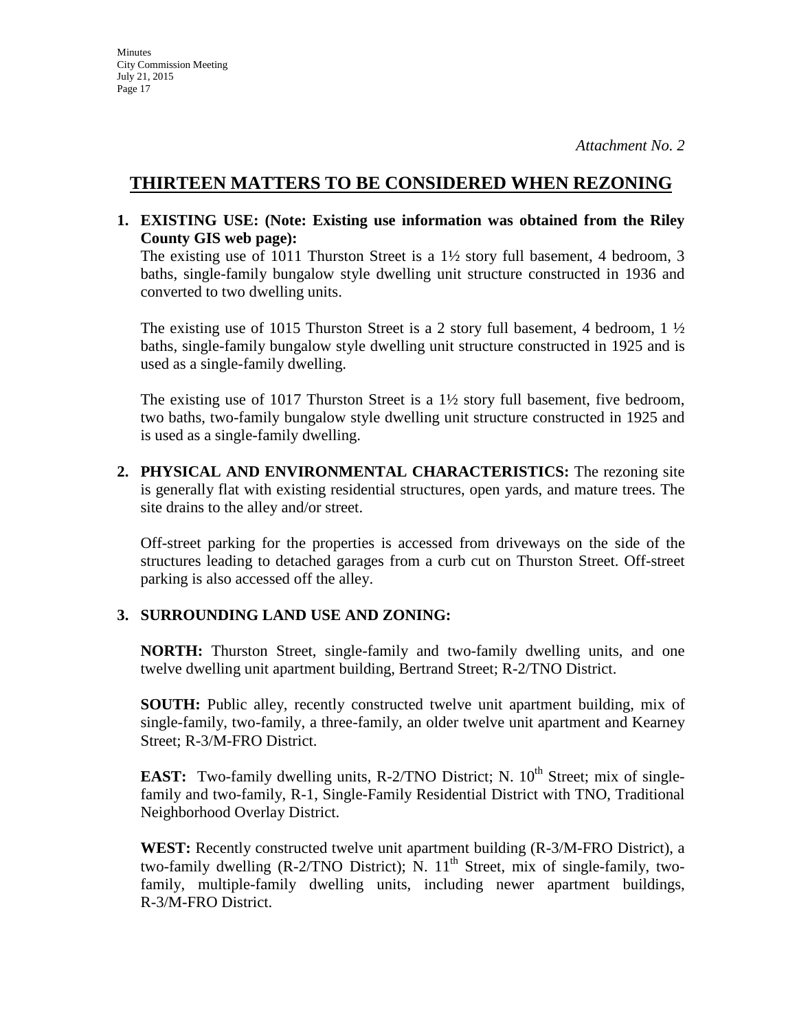*Attachment No. 2*

## THIRTEEN MATTERS TO BE CONSIDERED WHEN REZONING

**1. EXISTING USE: (Note: Existing use information was obtained from the Riley County GIS web page):**

The existing use of 1011 Thurston Street is a 1½ story full basement, 4 bedroom, 3 baths, single-family bungalow style dwelling unit structure constructed in 1936 and converted to two dwelling units.

The existing use of 1015 Thurston Street is a 2 story full basement, 4 bedroom, 1 ½ baths, single-family bungalow style dwelling unit structure constructed in 1925 and is used as a single-family dwelling.

The existing use of 1017 Thurston Street is a 1½ story full basement, five bedroom, two baths, two-family bungalow style dwelling unit structure constructed in 1925 and is used as a single-family dwelling.

**2. PHYSICAL AND ENVIRONMENTAL CHARACTERISTICS:** The rezoning site is generally flat with existing residential structures, open yards, and mature trees. The site drains to the alley and/or street.

Off-street parking for the properties is accessed from driveways on the side of the structures leading to detached garages from a curb cut on Thurston Street. Off-street parking is also accessed off the alley.

**3. SURROUNDING LAND USE AND ZONING:**

**NORTH:** Thurston Street, single-family and two-family dwelling units, and one twelve dwelling unit apartment building, Bertrand Street; R-2/TNO District.

**SOUTH:** Public alley, recently constructed twelve unit apartment building, mix of single-family, two-family, a three-family, an older twelve unit apartment and Kearney Street; R-3/M-FRO District.

**EAST:** Two-family dwelling units, R-2/TNO District; N. 10th Street; mix of single-family and two-family, R-1, Single-Family Residential District with TNO, Traditional Neighborhood Overlay District.

**WEST:** Recently constructed twelve unit apartment building (R-3/M-FRO District), a two-family dwelling (R-2/TNO District); N. 11th Street, mix of single-family, two-family, multiple-family dwelling units, including newer apartment buildings, R-3/M-FRO District.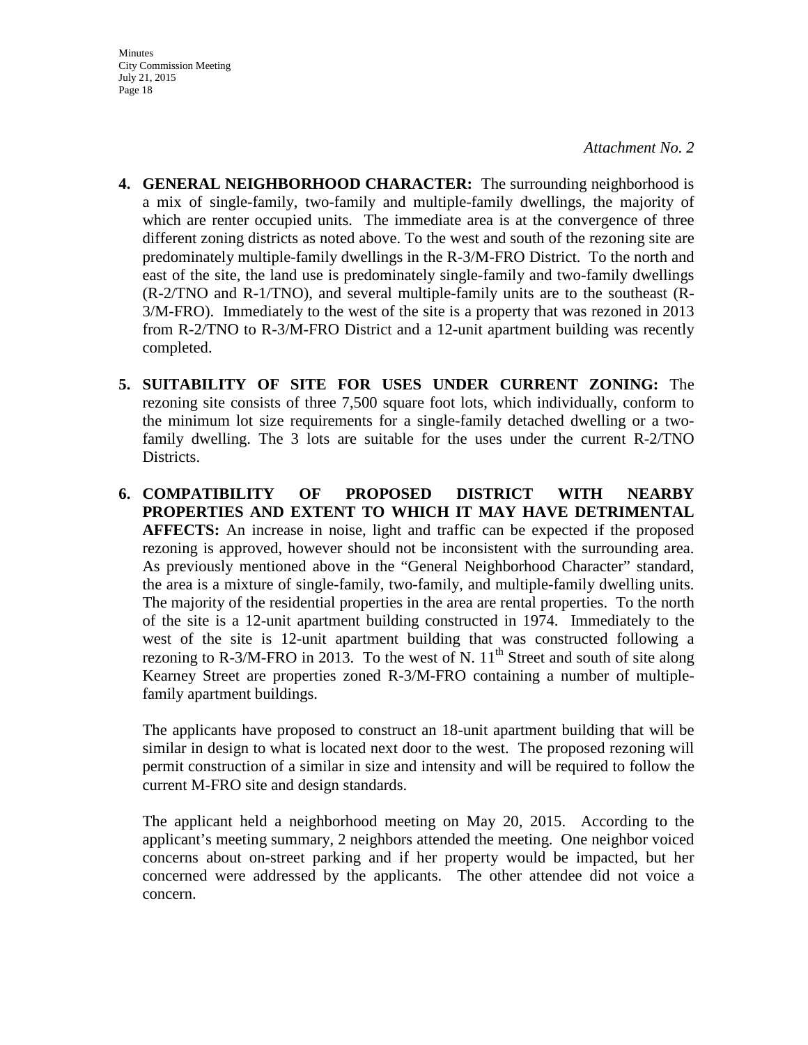*Attachment No. 2*

4. **GENERAL NEIGHBORHOOD CHARACTER:** The surrounding neighborhood is a mix of single-family, two-family and multiple-family dwellings, the majority of which are renter occupied units. The immediate area is at the convergence of three different zoning districts as noted above. To the west and south of the rezoning site are predominately multiple-family dwellings in the R-3/M-FRO District. To the north and east of the site, the land use is predominately single-family and two-family dwellings (R-2/TNO and R-1/TNO), and several multiple-family units are to the southeast (R-3/M-FRO). Immediately to the west of the site is a property that was rezoned in 2013 from R-2/TNO to R-3/M-FRO District and a 12-unit apartment building was recently completed.

5. **SUITABILITY OF SITE FOR USES UNDER CURRENT ZONING:** The rezoning site consists of three 7,500 square foot lots, which individually, conform to the minimum lot size requirements for a single-family detached dwelling or a two-family dwelling. The 3 lots are suitable for the uses under the current R-2/TNO Districts.

6. **COMPATIBILITY OF PROPOSED DISTRICT WITH NEARBY PROPERTIES AND EXTENT TO WHICH IT MAY HAVE DETRIMENTAL AFFECTS:** An increase in noise, light and traffic can be expected if the proposed rezoning is approved, however should not be inconsistent with the surrounding area. As previously mentioned above in the "General Neighborhood Character" standard, the area is a mixture of single-family, two-family, and multiple-family dwelling units. The majority of the residential properties in the area are rental properties. To the north of the site is a 12-unit apartment building constructed in 1974. Immediately to the west of the site is 12-unit apartment building that was constructed following a rezoning to R-3/M-FRO in 2013. To the west of N. 11th Street and south of site along Kearney Street are properties zoned R-3/M-FRO containing a number of multiple-family apartment buildings.

   The applicants have proposed to construct an 18-unit apartment building that will be similar in design to what is located next door to the west. The proposed rezoning will permit construction of a similar in size and intensity and will be required to follow the current M-FRO site and design standards.

   The applicant held a neighborhood meeting on May 20, 2015. According to the applicant's meeting summary, 2 neighbors attended the meeting. One neighbor voiced concerns about on-street parking and if her property would be impacted, but her concerned were addressed by the applicants. The other attendee did not voice a concern.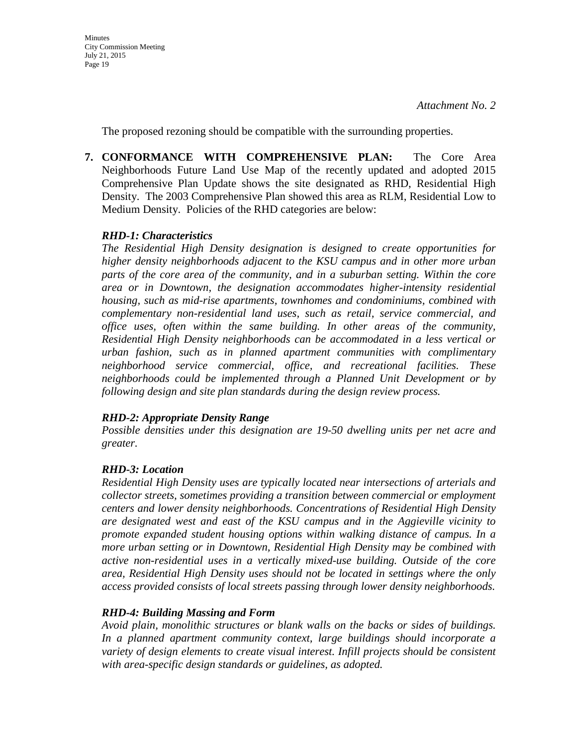*Attachment No. 2*

The proposed rezoning should be compatible with the surrounding properties.

7. **CONFORMANCE WITH COMPREHENSIVE PLAN:** The Core Area Neighborhoods Future Land Use Map of the recently updated and adopted 2015 Comprehensive Plan Update shows the site designated as RHD, Residential High Density. The 2003 Comprehensive Plan showed this area as RLM, Residential Low to Medium Density. Policies of the RHD categories are below:

***RHD-1: Characteristics***

*The Residential High Density designation is designed to create opportunities for higher density neighborhoods adjacent to the KSU campus and in other more urban parts of the core area of the community, and in a suburban setting. Within the core area or in Downtown, the designation accommodates higher-intensity residential housing, such as mid-rise apartments, townhomes and condominiums, combined with complementary non-residential land uses, such as retail, service commercial, and office uses, often within the same building. In other areas of the community, Residential High Density neighborhoods can be accommodated in a less vertical or urban fashion, such as in planned apartment communities with complimentary neighborhood service commercial, office, and recreational facilities. These neighborhoods could be implemented through a Planned Unit Development or by following design and site plan standards during the design review process.*

***RHD-2: Appropriate Density Range***

*Possible densities under this designation are 19-50 dwelling units per net acre and greater.*

***RHD-3: Location***

*Residential High Density uses are typically located near intersections of arterials and collector streets, sometimes providing a transition between commercial or employment centers and lower density neighborhoods. Concentrations of Residential High Density are designated west and east of the KSU campus and in the Aggieville vicinity to promote expanded student housing options within walking distance of campus. In a more urban setting or in Downtown, Residential High Density may be combined with active non-residential uses in a vertically mixed-use building. Outside of the core area, Residential High Density uses should not be located in settings where the only access provided consists of local streets passing through lower density neighborhoods.*

***RHD-4: Building Massing and Form***

*Avoid plain, monolithic structures or blank walls on the backs or sides of buildings. In a planned apartment community context, large buildings should incorporate a variety of design elements to create visual interest. Infill projects should be consistent with area-specific design standards or guidelines, as adopted.*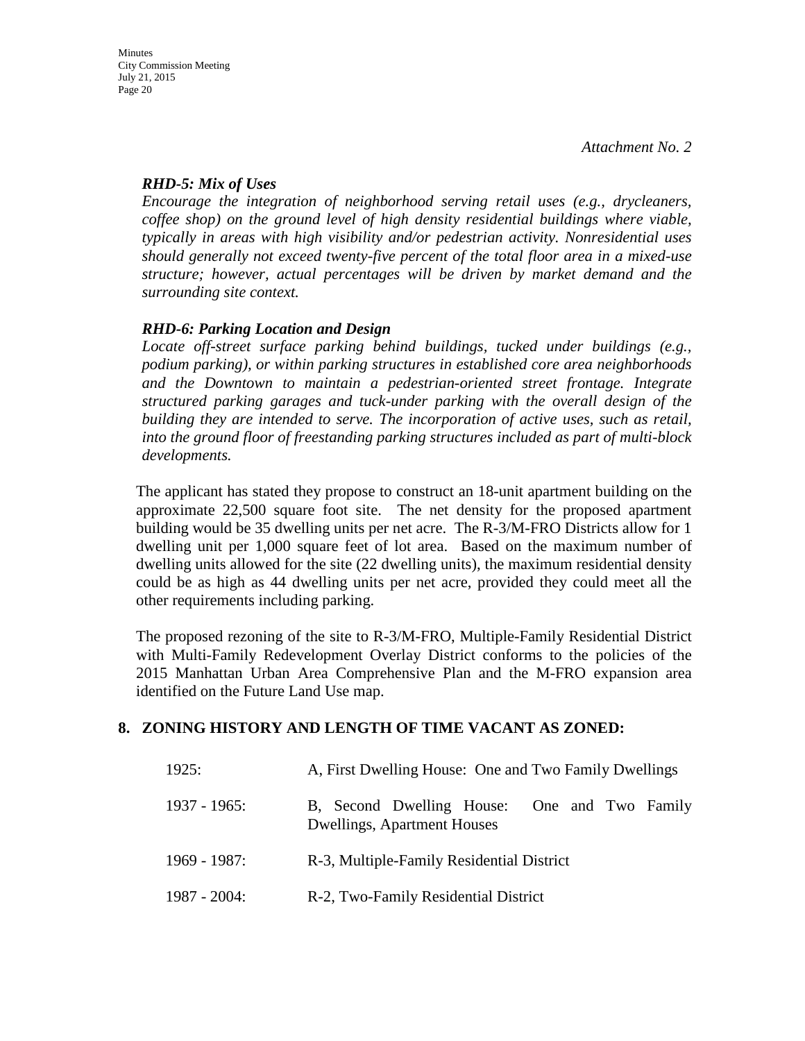*Attachment No. 2*

***RHD-5: Mix of Uses***

*Encourage the integration of neighborhood serving retail uses (e.g., drycleaners, coffee shop) on the ground level of high density residential buildings where viable, typically in areas with high visibility and/or pedestrian activity. Nonresidential uses should generally not exceed twenty-five percent of the total floor area in a mixed-use structure; however, actual percentages will be driven by market demand and the surrounding site context.*

***RHD-6: Parking Location and Design***

*Locate off-street surface parking behind buildings, tucked under buildings (e.g., podium parking), or within parking structures in established core area neighborhoods and the Downtown to maintain a pedestrian-oriented street frontage. Integrate structured parking garages and tuck-under parking with the overall design of the building they are intended to serve. The incorporation of active uses, such as retail, into the ground floor of freestanding parking structures included as part of multi-block developments.*

The applicant has stated they propose to construct an 18-unit apartment building on the approximate 22,500 square foot site. The net density for the proposed apartment building would be 35 dwelling units per net acre. The R-3/M-FRO Districts allow for 1 dwelling unit per 1,000 square feet of lot area. Based on the maximum number of dwelling units allowed for the site (22 dwelling units), the maximum residential density could be as high as 44 dwelling units per net acre, provided they could meet all the other requirements including parking.

The proposed rezoning of the site to R-3/M-FRO, Multiple-Family Residential District with Multi-Family Redevelopment Overlay District conforms to the policies of the 2015 Manhattan Urban Area Comprehensive Plan and the M-FRO expansion area identified on the Future Land Use map.

**8. ZONING HISTORY AND LENGTH OF TIME VACANT AS ZONED:**

| | |
|---|---|
| 1925: | A, First Dwelling House: One and Two Family Dwellings |
| 1937 - 1965: | B, Second Dwelling House: One and Two Family Dwellings, Apartment Houses |
| 1969 - 1987: | R-3, Multiple-Family Residential District |
| 1987 - 2004: | R-2, Two-Family Residential District |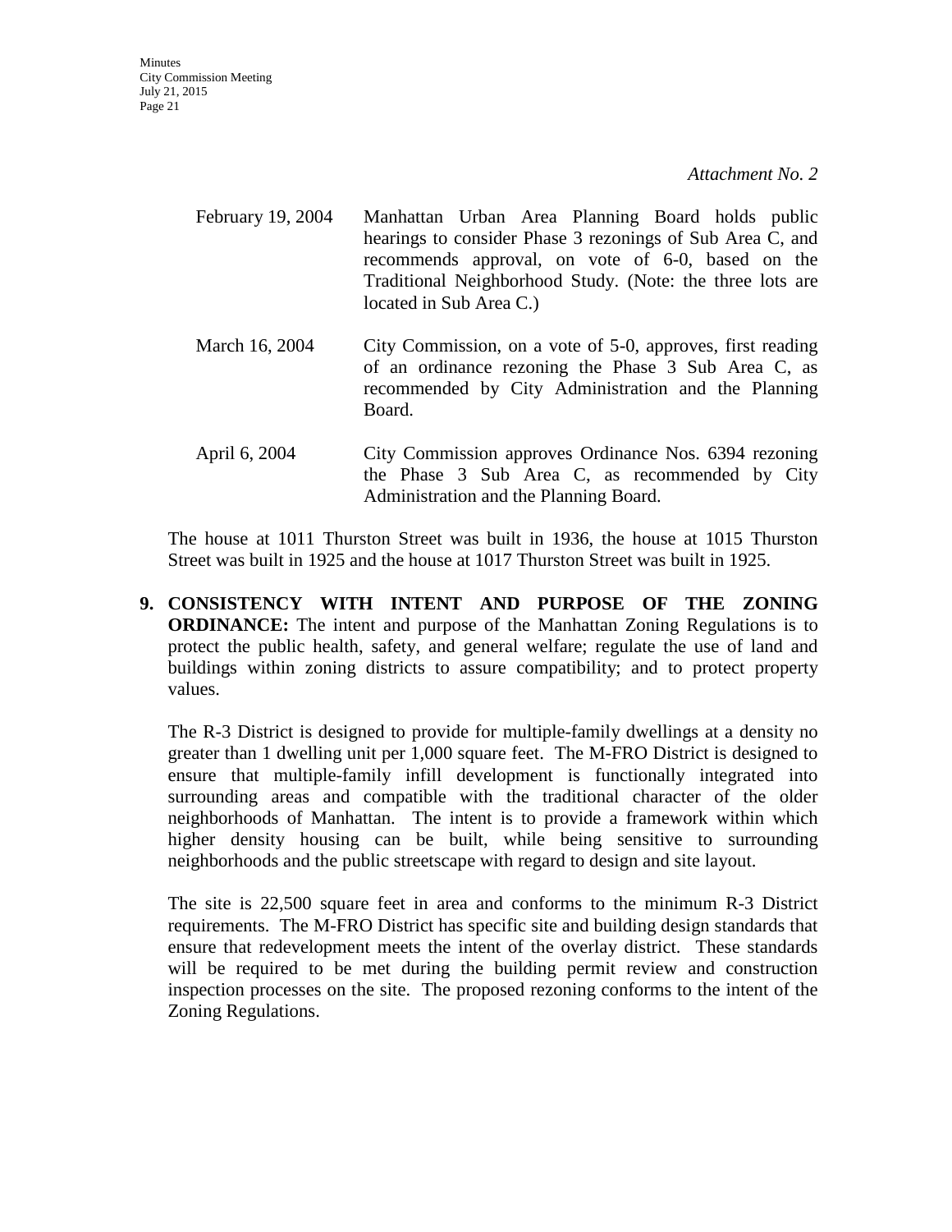*Attachment No. 2*

| | |
|---|---|
| February 19, 2004 | Manhattan Urban Area Planning Board holds public hearings to consider Phase 3 rezonings of Sub Area C, and recommends approval, on vote of 6-0, based on the Traditional Neighborhood Study. (Note: the three lots are located in Sub Area C.) |
| March 16, 2004 | City Commission, on a vote of 5-0, approves, first reading of an ordinance rezoning the Phase 3 Sub Area C, as recommended by City Administration and the Planning Board. |
| April 6, 2004 | City Commission approves Ordinance Nos. 6394 rezoning the Phase 3 Sub Area C, as recommended by City Administration and the Planning Board. |

The house at 1011 Thurston Street was built in 1936, the house at 1015 Thurston Street was built in 1925 and the house at 1017 Thurston Street was built in 1925.

**9. CONSISTENCY WITH INTENT AND PURPOSE OF THE ZONING ORDINANCE:** The intent and purpose of the Manhattan Zoning Regulations is to protect the public health, safety, and general welfare; regulate the use of land and buildings within zoning districts to assure compatibility; and to protect property values.

The R-3 District is designed to provide for multiple-family dwellings at a density no greater than 1 dwelling unit per 1,000 square feet. The M-FRO District is designed to ensure that multiple-family infill development is functionally integrated into surrounding areas and compatible with the traditional character of the older neighborhoods of Manhattan. The intent is to provide a framework within which higher density housing can be built, while being sensitive to surrounding neighborhoods and the public streetscape with regard to design and site layout.

The site is 22,500 square feet in area and conforms to the minimum R-3 District requirements. The M-FRO District has specific site and building design standards that ensure that redevelopment meets the intent of the overlay district. These standards will be required to be met during the building permit review and construction inspection processes on the site. The proposed rezoning conforms to the intent of the Zoning Regulations.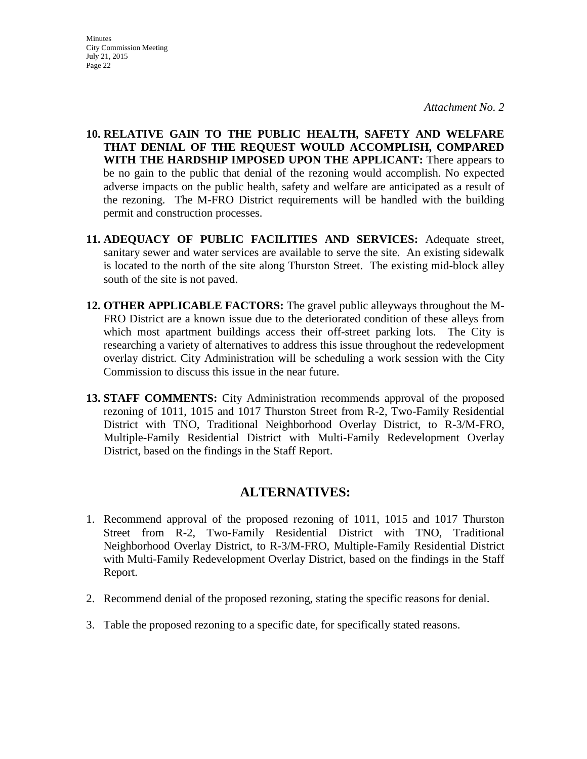*Attachment No. 2*

10. **RELATIVE GAIN TO THE PUBLIC HEALTH, SAFETY AND WELFARE THAT DENIAL OF THE REQUEST WOULD ACCOMPLISH, COMPARED WITH THE HARDSHIP IMPOSED UPON THE APPLICANT:** There appears to be no gain to the public that denial of the rezoning would accomplish. No expected adverse impacts on the public health, safety and welfare are anticipated as a result of the rezoning. The M-FRO District requirements will be handled with the building permit and construction processes.

11. **ADEQUACY OF PUBLIC FACILITIES AND SERVICES:** Adequate street, sanitary sewer and water services are available to serve the site. An existing sidewalk is located to the north of the site along Thurston Street. The existing mid-block alley south of the site is not paved.

12. **OTHER APPLICABLE FACTORS:** The gravel public alleyways throughout the M-FRO District are a known issue due to the deteriorated condition of these alleys from which most apartment buildings access their off-street parking lots. The City is researching a variety of alternatives to address this issue throughout the redevelopment overlay district. City Administration will be scheduling a work session with the City Commission to discuss this issue in the near future.

13. **STAFF COMMENTS:** City Administration recommends approval of the proposed rezoning of 1011, 1015 and 1017 Thurston Street from R-2, Two-Family Residential District with TNO, Traditional Neighborhood Overlay District, to R-3/M-FRO, Multiple-Family Residential District with Multi-Family Redevelopment Overlay District, based on the findings in the Staff Report.

## ALTERNATIVES:

1. Recommend approval of the proposed rezoning of 1011, 1015 and 1017 Thurston Street from R-2, Two-Family Residential District with TNO, Traditional Neighborhood Overlay District, to R-3/M-FRO, Multiple-Family Residential District with Multi-Family Redevelopment Overlay District, based on the findings in the Staff Report.

2. Recommend denial of the proposed rezoning, stating the specific reasons for denial.

3. Table the proposed rezoning to a specific date, for specifically stated reasons.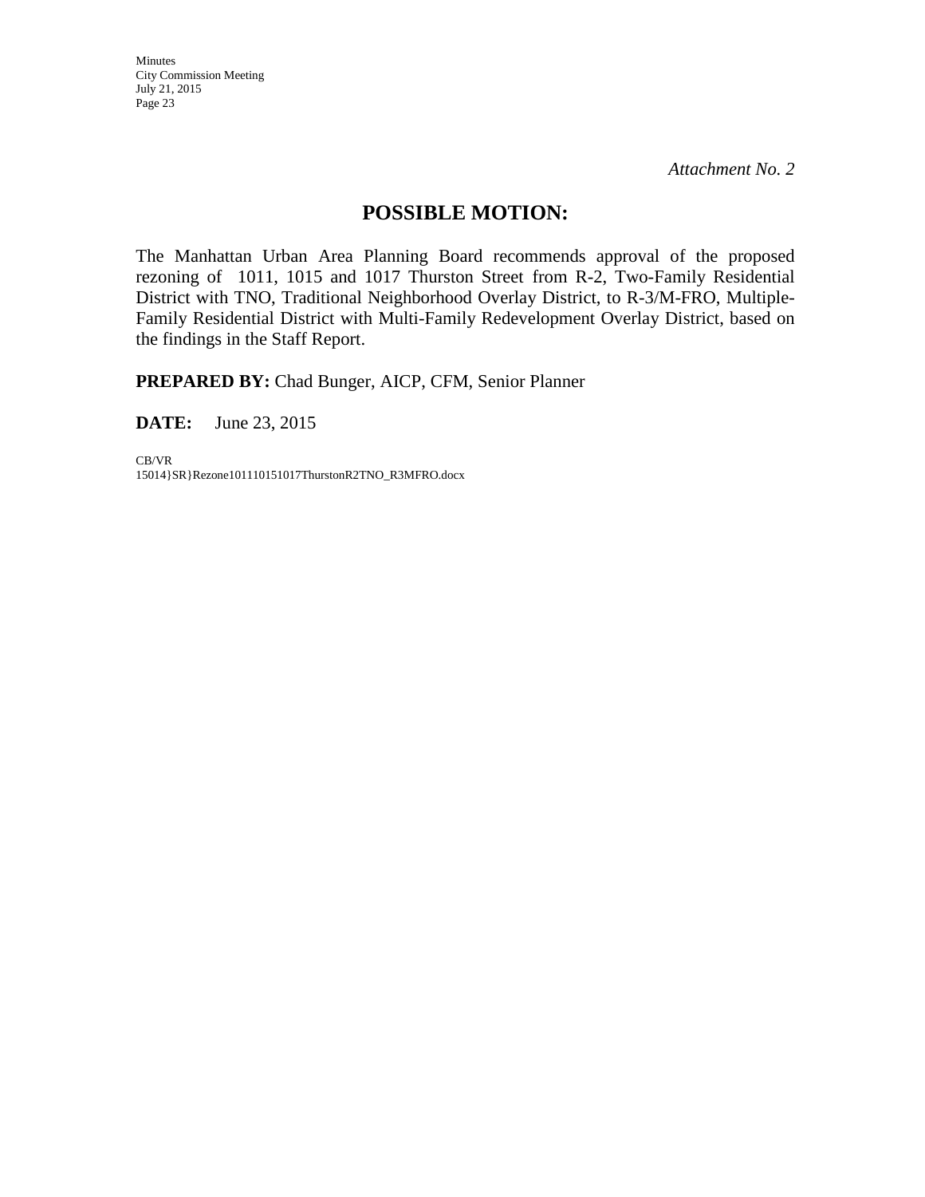*Attachment No. 2*

## POSSIBLE MOTION:

The Manhattan Urban Area Planning Board recommends approval of the proposed rezoning of 1011, 1015 and 1017 Thurston Street from R-2, Two-Family Residential District with TNO, Traditional Neighborhood Overlay District, to R-3/M-FRO, Multiple-Family Residential District with Multi-Family Redevelopment Overlay District, based on the findings in the Staff Report.

**PREPARED BY:** Chad Bunger, AICP, CFM, Senior Planner

**DATE:** June 23, 2015

CB/VR
15014}SR}Rezone101110151017ThurstonR2TNO_R3MFRO.docx